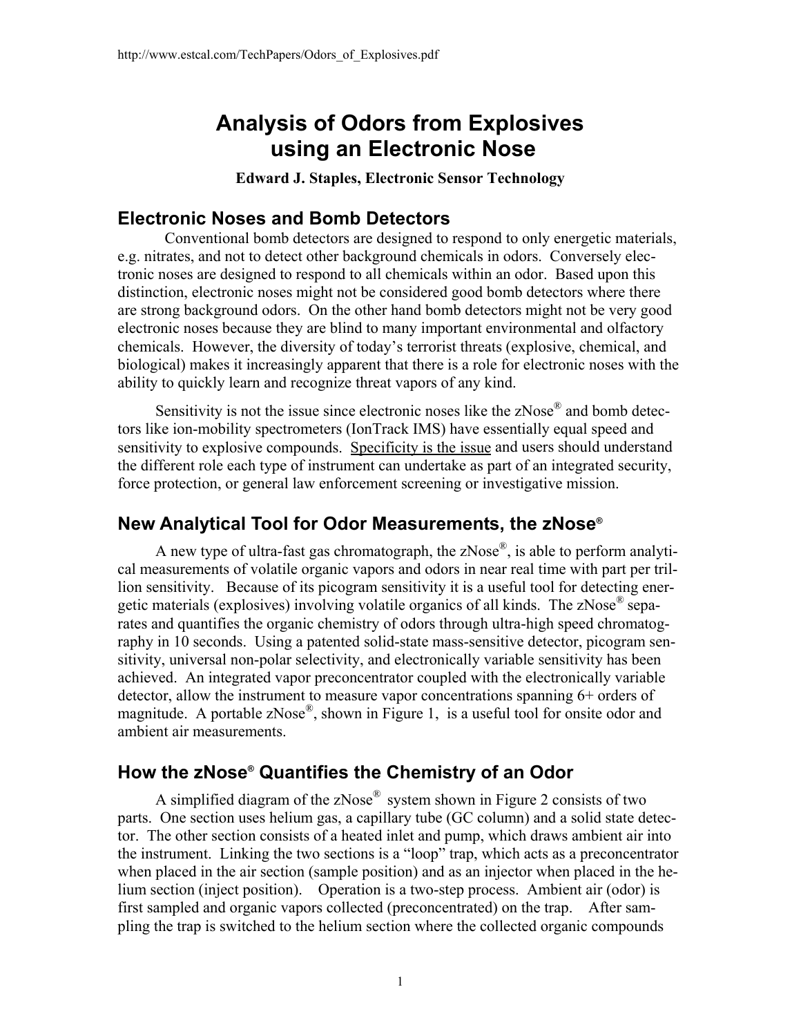http://www.estcal.com/TechPapers/Odors_of_Explosives.pdf

# Analysis of Odors from Explosives using an Electronic Nose

**Edward J. Staples, Electronic Sensor Technology**

## Electronic Noses and Bomb Detectors

Conventional bomb detectors are designed to respond to only energetic materials, e.g. nitrates, and not to detect other background chemicals in odors. Conversely electronic noses are designed to respond to all chemicals within an odor. Based upon this distinction, electronic noses might not be considered good bomb detectors where there are strong background odors. On the other hand bomb detectors might not be very good electronic noses because they are blind to many important environmental and olfactory chemicals. However, the diversity of today's terrorist threats (explosive, chemical, and biological) makes it increasingly apparent that there is a role for electronic noses with the ability to quickly learn and recognize threat vapors of any kind.

Sensitivity is not the issue since electronic noses like the zNose® and bomb detectors like ion-mobility spectrometers (IonTrack IMS) have essentially equal speed and sensitivity to explosive compounds. <u>Specificity is the issue</u> and users should understand the different role each type of instrument can undertake as part of an integrated security, force protection, or general law enforcement screening or investigative mission.

## New Analytical Tool for Odor Measurements, the zNose®

A new type of ultra-fast gas chromatograph, the zNose®, is able to perform analytical measurements of volatile organic vapors and odors in near real time with part per trillion sensitivity. Because of its picogram sensitivity it is a useful tool for detecting energetic materials (explosives) involving volatile organics of all kinds. The zNose® separates and quantifies the organic chemistry of odors through ultra-high speed chromatography in 10 seconds. Using a patented solid-state mass-sensitive detector, picogram sensitivity, universal non-polar selectivity, and electronically variable sensitivity has been achieved. An integrated vapor preconcentrator coupled with the electronically variable detector, allow the instrument to measure vapor concentrations spanning 6+ orders of magnitude. A portable zNose®, shown in Figure 1, is a useful tool for onsite odor and ambient air measurements.

## How the zNose® Quantifies the Chemistry of an Odor

A simplified diagram of the zNose® system shown in Figure 2 consists of two parts. One section uses helium gas, a capillary tube (GC column) and a solid state detector. The other section consists of a heated inlet and pump, which draws ambient air into the instrument. Linking the two sections is a "loop" trap, which acts as a preconcentrator when placed in the air section (sample position) and as an injector when placed in the helium section (inject position). Operation is a two-step process. Ambient air (odor) is first sampled and organic vapors collected (preconcentrated) on the trap. After sampling the trap is switched to the helium section where the collected organic compounds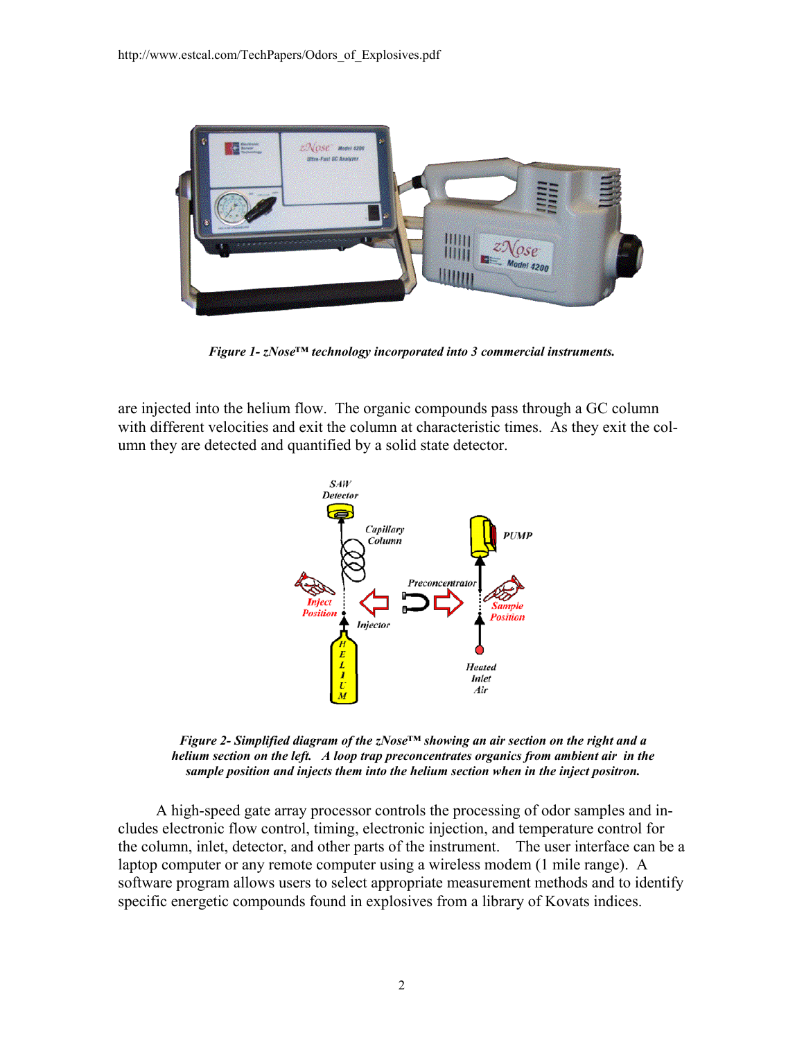*Figure 1- zNose™ technology incorporated into 3 commercial instruments.*

are injected into the helium flow. The organic compounds pass through a GC column with different velocities and exit the column at characteristic times. As they exit the column they are detected and quantified by a solid state detector.

*Figure 2- Simplified diagram of the zNose™ showing an air section on the right and a helium section on the left. A loop trap preconcentrates organics from ambient air in the sample position and injects them into the helium section when in the inject positron.*

A high-speed gate array processor controls the processing of odor samples and includes electronic flow control, timing, electronic injection, and temperature control for the column, inlet, detector, and other parts of the instrument. The user interface can be a laptop computer or any remote computer using a wireless modem (1 mile range). A software program allows users to select appropriate measurement methods and to identify specific energetic compounds found in explosives from a library of Kovats indices.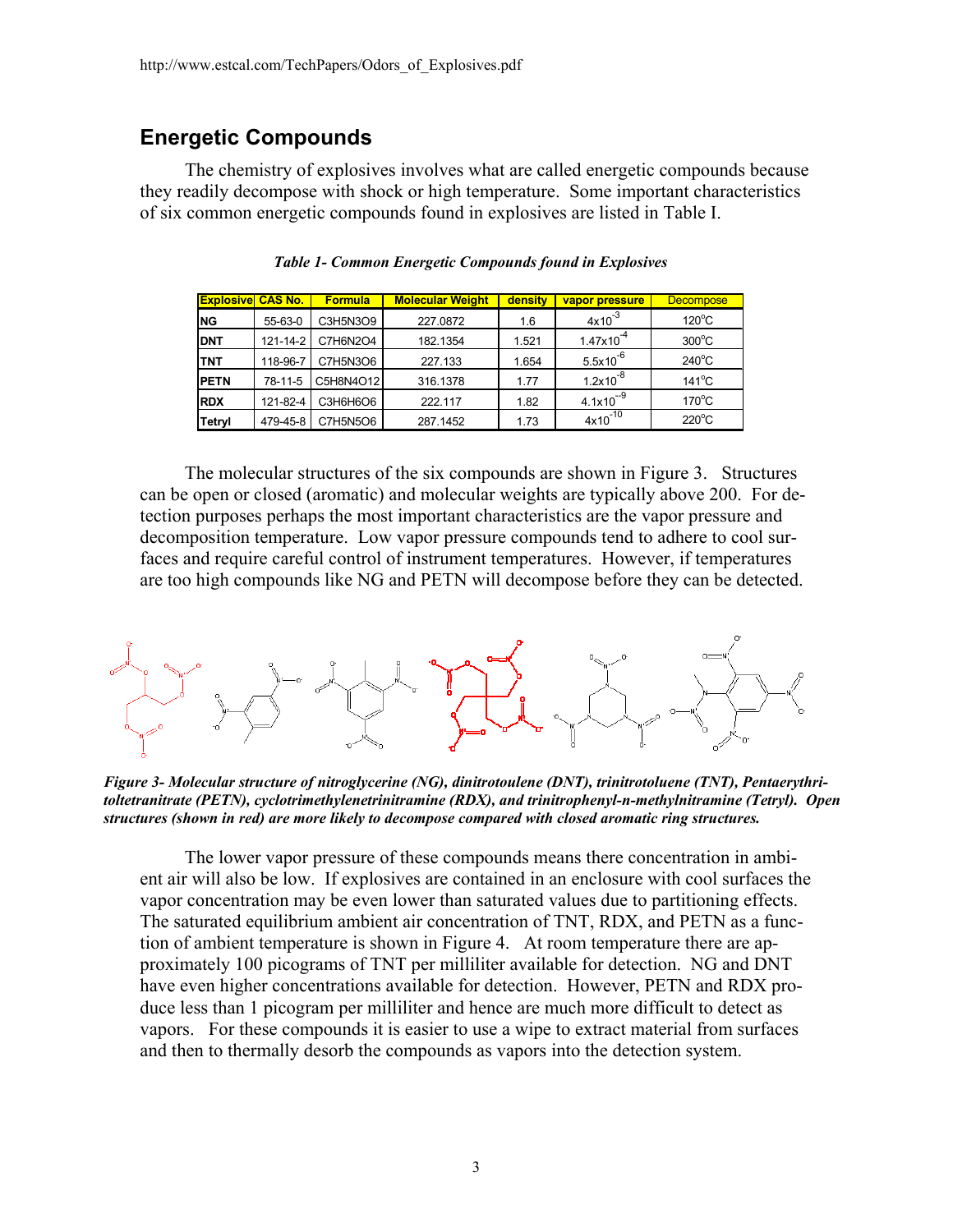http://www.estcal.com/TechPapers/Odors_of_Explosives.pdf

## Energetic Compounds

The chemistry of explosives involves what are called energetic compounds because they readily decompose with shock or high temperature. Some important characteristics of six common energetic compounds found in explosives are listed in Table I.

***Table 1- Common Energetic Compounds found in Explosives***

| Explosive | CAS No. | Formula | Molecular Weight | density | vapor pressure | Decompose |
|---|---|---|---|---|---|---|
| **NG** | 55-63-0 | C3H5N3O9 | 227.0872 | 1.6 | $4x10^{-3}$ | 120°C |
| **DNT** | 121-14-2 | C7H6N2O4 | 182.1354 | 1.521 | $1.47x10^{-4}$ | 300°C |
| **TNT** | 118-96-7 | C7H5N3O6 | 227.133 | 1.654 | $5.5x10^{-6}$ | 240°C |
| **PETN** | 78-11-5 | C5H8N4O12 | 316.1378 | 1.77 | $1.2x10^{-8}$ | 141°C |
| **RDX** | 121-82-4 | C3H6H6O6 | 222.117 | 1.82 | $4.1x10^{-9}$ | 170°C |
| **Tetryl** | 479-45-8 | C7H5N5O6 | 287.1452 | 1.73 | $4x10^{-10}$ | 220°C |

The molecular structures of the six compounds are shown in Figure 3. Structures can be open or closed (aromatic) and molecular weights are typically above 200. For detection purposes perhaps the most important characteristics are the vapor pressure and decomposition temperature. Low vapor pressure compounds tend to adhere to cool surfaces and require careful control of instrument temperatures. However, if temperatures are too high compounds like NG and PETN will decompose before they can be detected.

***Figure 3- Molecular structure of nitroglycerine (NG), dinitrotoulene (DNT), trinitrotoluene (TNT), Pentaerythritoltetranitrate (PETN), cyclotrimethylenetrinitramine (RDX), and trinitrophenyl-n-methylnitramine (Tetryl). Open structures (shown in red) are more likely to decompose compared with closed aromatic ring structures.***

The lower vapor pressure of these compounds means there concentration in ambient air will also be low. If explosives are contained in an enclosure with cool surfaces the vapor concentration may be even lower than saturated values due to partitioning effects. The saturated equilibrium ambient air concentration of TNT, RDX, and PETN as a function of ambient temperature is shown in Figure 4. At room temperature there are approximately 100 picograms of TNT per milliliter available for detection. NG and DNT have even higher concentrations available for detection. However, PETN and RDX produce less than 1 picogram per milliliter and hence are much more difficult to detect as vapors. For these compounds it is easier to use a wipe to extract material from surfaces and then to thermally desorb the compounds as vapors into the detection system.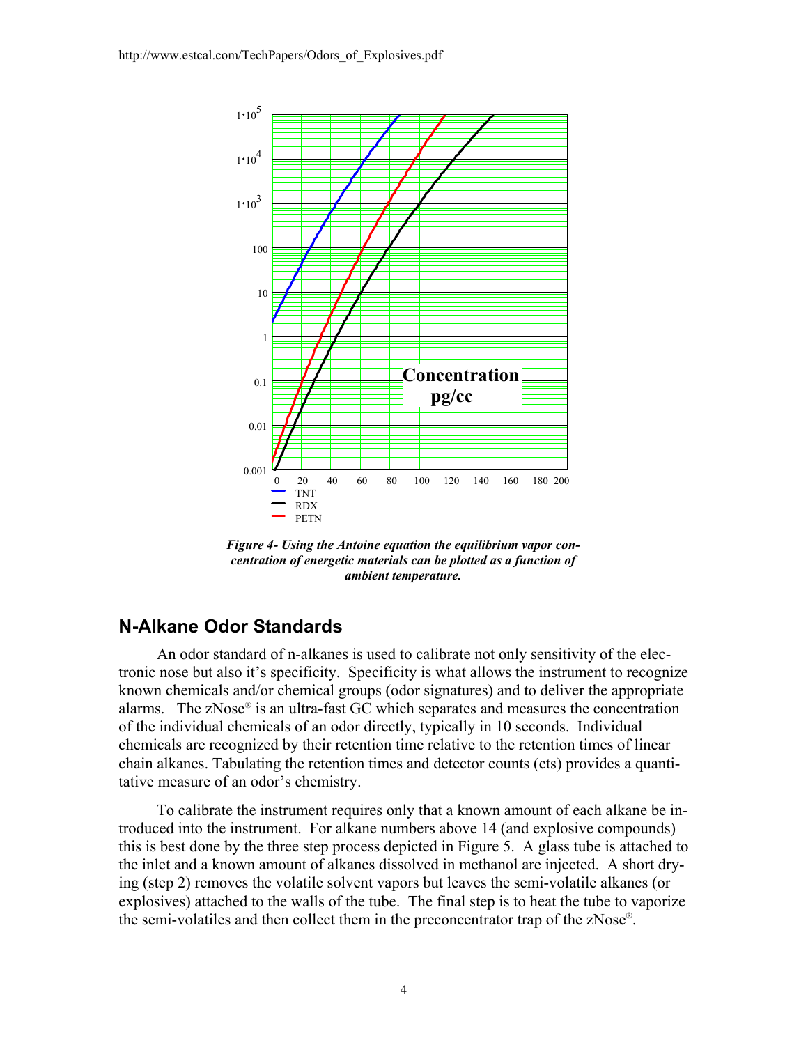*Figure 4- Using the Antoine equation the equilibrium vapor concentration of energetic materials can be plotted as a function of ambient temperature.*

## N-Alkane Odor Standards

An odor standard of n-alkanes is used to calibrate not only sensitivity of the electronic nose but also it's specificity. Specificity is what allows the instrument to recognize known chemicals and/or chemical groups (odor signatures) and to deliver the appropriate alarms. The zNose® is an ultra-fast GC which separates and measures the concentration of the individual chemicals of an odor directly, typically in 10 seconds. Individual chemicals are recognized by their retention time relative to the retention times of linear chain alkanes. Tabulating the retention times and detector counts (cts) provides a quantitative measure of an odor's chemistry.

To calibrate the instrument requires only that a known amount of each alkane be introduced into the instrument. For alkane numbers above 14 (and explosive compounds) this is best done by the three step process depicted in Figure 5. A glass tube is attached to the inlet and a known amount of alkanes dissolved in methanol are injected. A short drying (step 2) removes the volatile solvent vapors but leaves the semi-volatile alkanes (or explosives) attached to the walls of the tube. The final step is to heat the tube to vaporize the semi-volatiles and then collect them in the preconcentrator trap of the zNose®.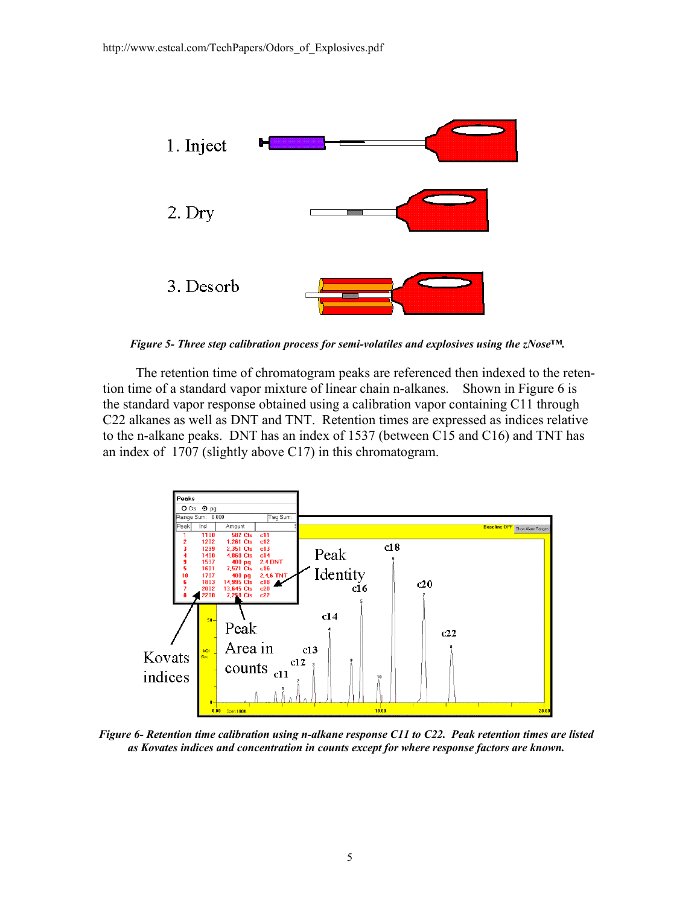Figure 5- Three step calibration process for semi-volatiles and explosives using the zNose™.

The retention time of chromatogram peaks are referenced then indexed to the retention time of a standard vapor mixture of linear chain n-alkanes. Shown in Figure 6 is the standard vapor response obtained using a calibration vapor containing C11 through C22 alkanes as well as DNT and TNT. Retention times are expressed as indices relative to the n-alkane peaks. DNT has an index of 1537 (between C15 and C16) and TNT has an index of 1707 (slightly above C17) in this chromatogram.

*Figure 6- Retention time calibration using n-alkane response C11 to C22. Peak retention times are listed as Kovates indices and concentration in counts except for where response factors are known.*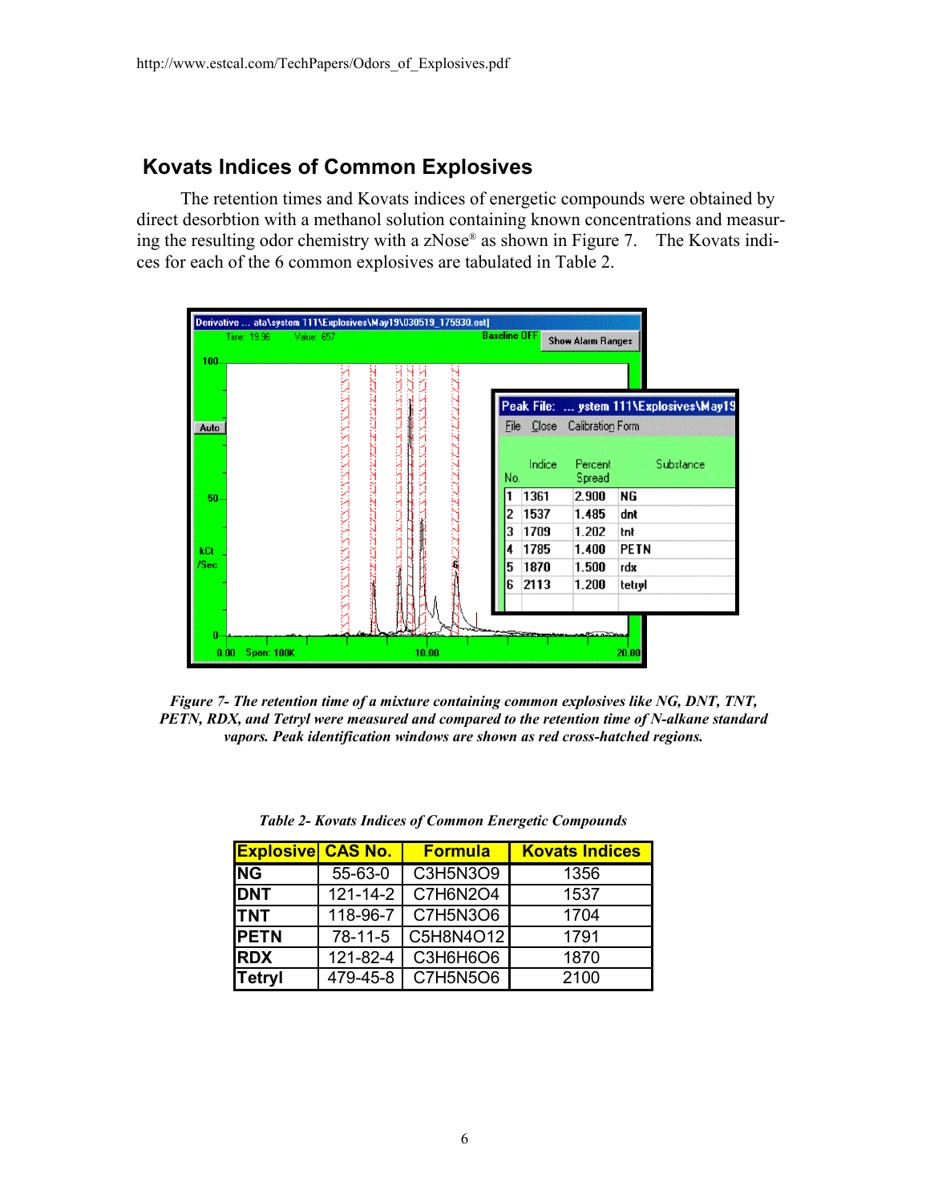## Kovats Indices of Common Explosives

The retention times and Kovats indices of energetic compounds were obtained by direct desorbtion with a methanol solution containing known concentrations and measuring the resulting odor chemistry with a zNose® as shown in Figure 7. The Kovats indices for each of the 6 common explosives are tabulated in Table 2.

*Figure 7- The retention time of a mixture containing common explosives like NG, DNT, TNT, PETN, RDX, and Tetryl were measured and compared to the retention time of N-alkane standard vapors. Peak identification windows are shown as red cross-hatched regions.*

*Table 2- Kovats Indices of Common Energetic Compounds*

| Explosive | CAS No. | Formula | Kovats Indices |
|---|---|---|---|
| NG | 55-63-0 | C3H5N3O9 | 1356 |
| DNT | 121-14-2 | C7H6N2O4 | 1537 |
| TNT | 118-96-7 | C7H5N3O6 | 1704 |
| PETN | 78-11-5 | C5H8N4O12 | 1791 |
| RDX | 121-82-4 | C3H6H6O6 | 1870 |
| Tetryl | 479-45-8 | C7H5N5O6 | 2100 |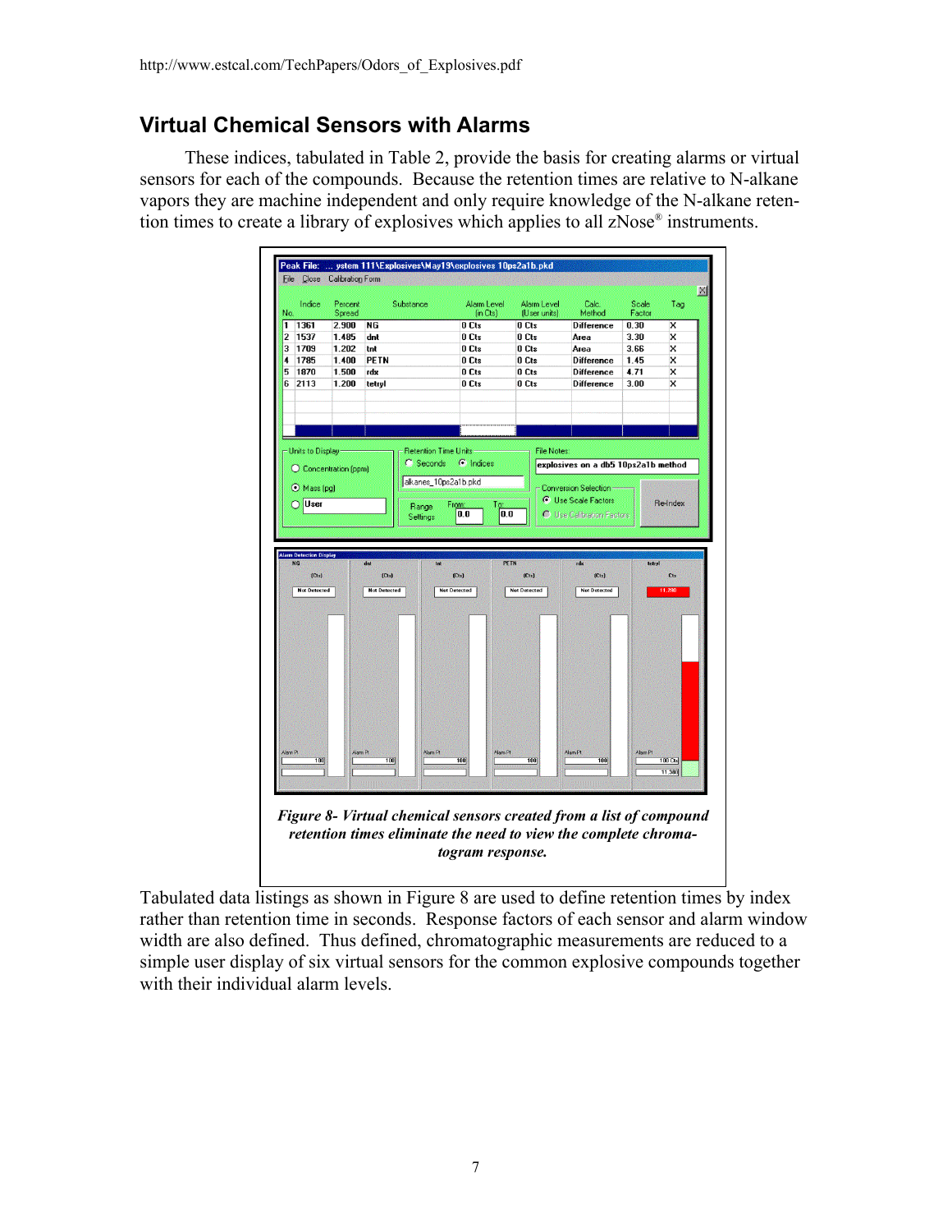http://www.estcal.com/TechPapers/Odors_of_Explosives.pdf

## Virtual Chemical Sensors with Alarms

These indices, tabulated in Table 2, provide the basis for creating alarms or virtual sensors for each of the compounds. Because the retention times are relative to N-alkane vapors they are machine independent and only require knowledge of the N-alkane retention times to create a library of explosives which applies to all zNose® instruments.

*Figure 8- Virtual chemical sensors created from a list of compound retention times eliminate the need to view the complete chromatogram response.*

Tabulated data listings as shown in Figure 8 are used to define retention times by index rather than retention time in seconds. Response factors of each sensor and alarm window width are also defined. Thus defined, chromatographic measurements are reduced to a simple user display of six virtual sensors for the common explosive compounds together with their individual alarm levels.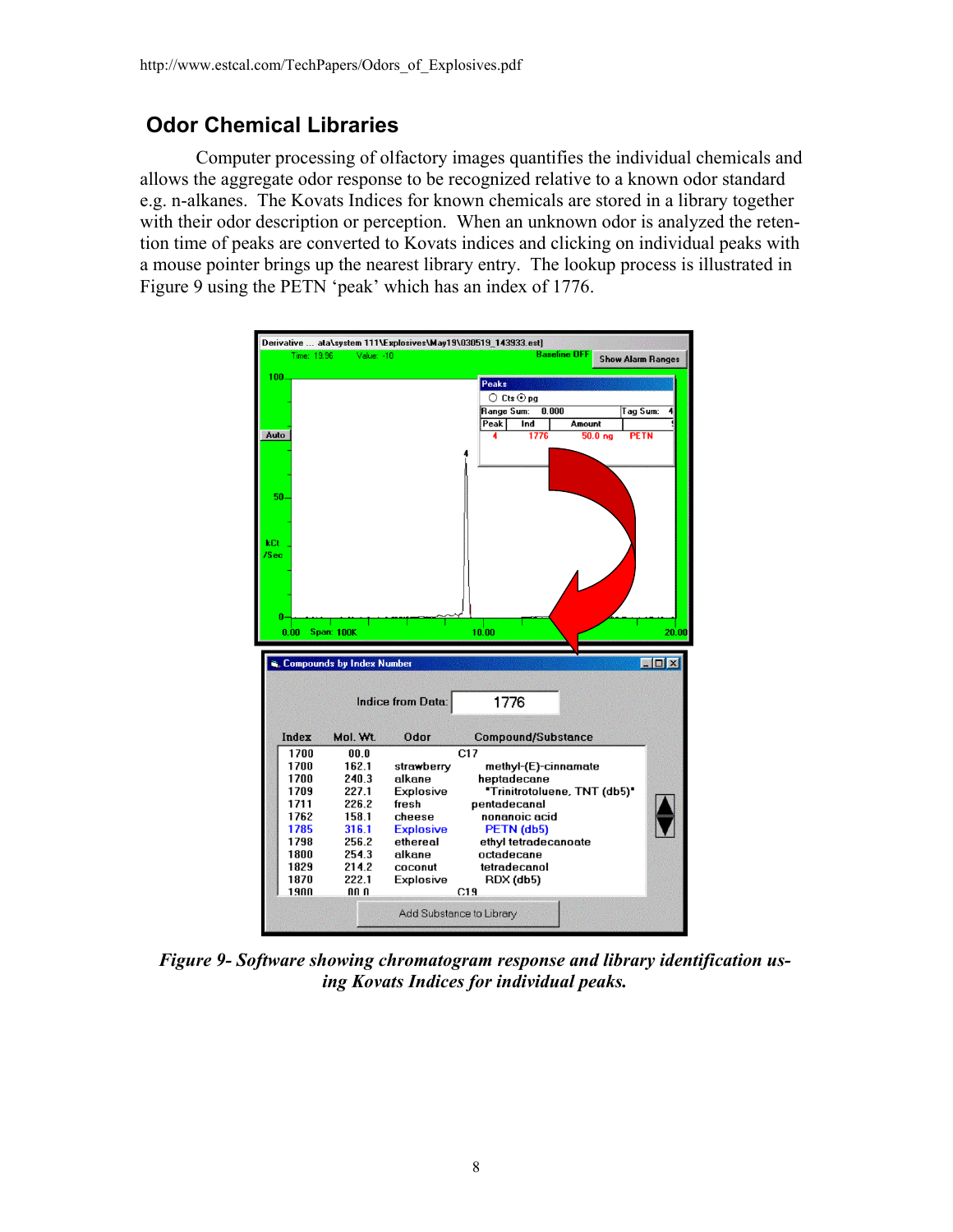http://www.estcal.com/TechPapers/Odors_of_Explosives.pdf

## Odor Chemical Libraries

Computer processing of olfactory images quantifies the individual chemicals and allows the aggregate odor response to be recognized relative to a known odor standard e.g. n-alkanes. The Kovats Indices for known chemicals are stored in a library together with their odor description or perception. When an unknown odor is analyzed the retention time of peaks are converted to Kovats indices and clicking on individual peaks with a mouse pointer brings up the nearest library entry. The lookup process is illustrated in Figure 9 using the PETN 'peak' which has an index of 1776.

*Figure 9- Software showing chromatogram response and library identification using Kovats Indices for individual peaks.*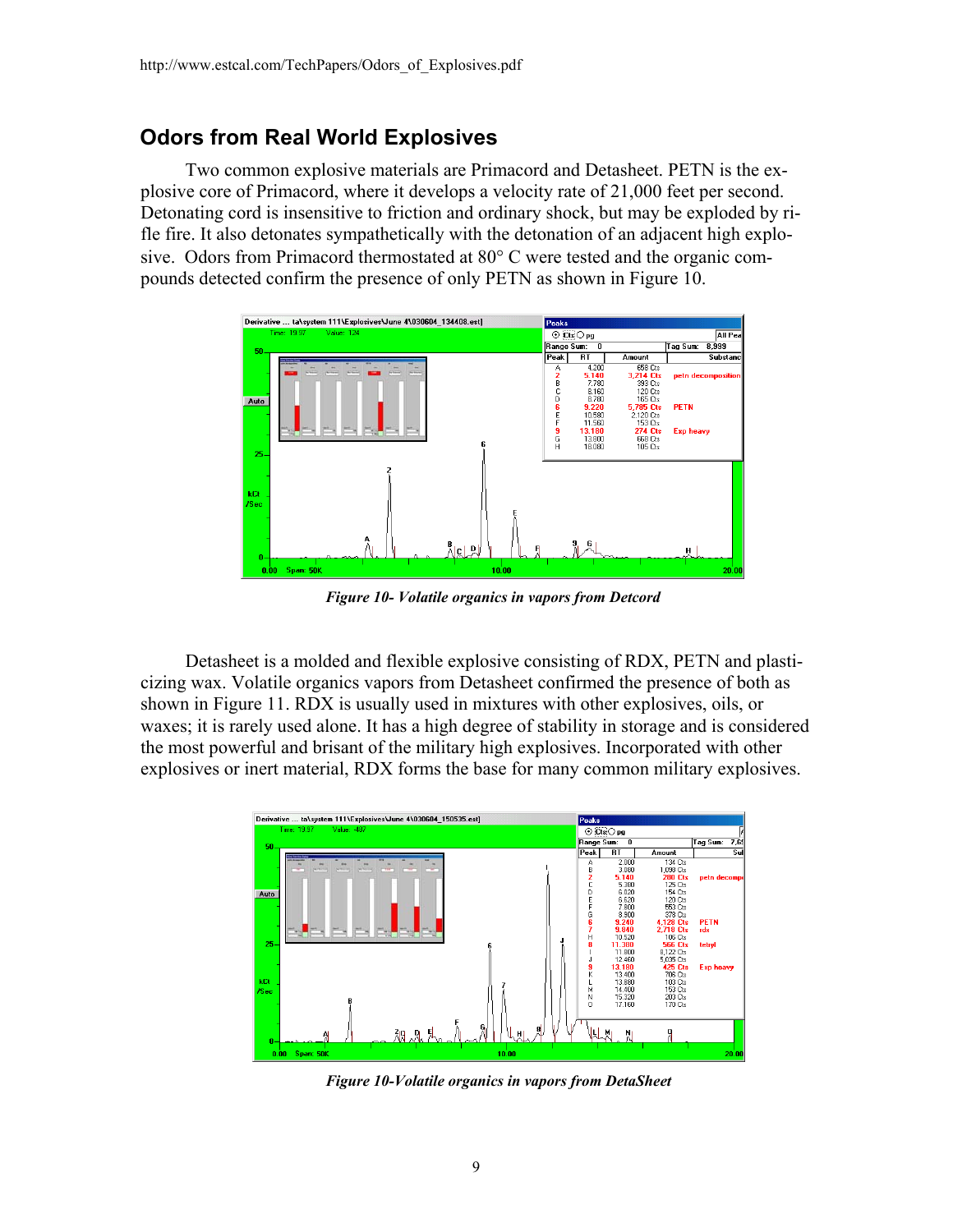http://www.estcal.com/TechPapers/Odors_of_Explosives.pdf

## Odors from Real World Explosives

Two common explosive materials are Primacord and Detasheet. PETN is the explosive core of Primacord, where it develops a velocity rate of 21,000 feet per second. Detonating cord is insensitive to friction and ordinary shock, but may be exploded by rifle fire. It also detonates sympathetically with the detonation of an adjacent high explosive. Odors from Primacord thermostated at 80° C were tested and the organic compounds detected confirm the presence of only PETN as shown in Figure 10.

*Figure 10- Volatile organics in vapors from Detcord*

Detasheet is a molded and flexible explosive consisting of RDX, PETN and plasticizing wax. Volatile organics vapors from Detasheet confirmed the presence of both as shown in Figure 11. RDX is usually used in mixtures with other explosives, oils, or waxes; it is rarely used alone. It has a high degree of stability in storage and is considered the most powerful and brisant of the military high explosives. Incorporated with other explosives or inert material, RDX forms the base for many common military explosives.

*Figure 10-Volatile organics in vapors from DetaSheet*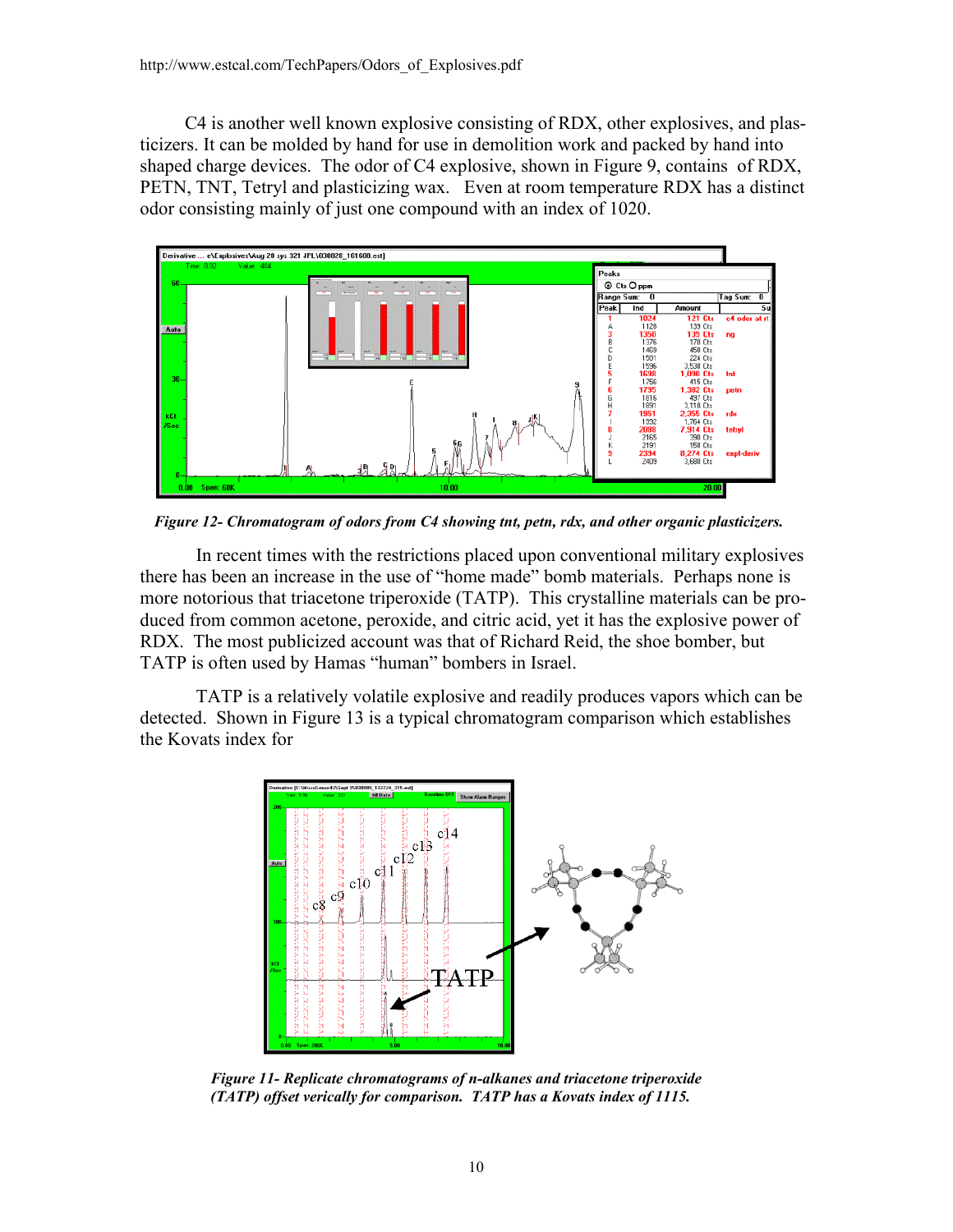C4 is another well known explosive consisting of RDX, other explosives, and plasticizers. It can be molded by hand for use in demolition work and packed by hand into shaped charge devices. The odor of C4 explosive, shown in Figure 9, contains of RDX, PETN, TNT, Tetryl and plasticizing wax. Even at room temperature RDX has a distinct odor consisting mainly of just one compound with an index of 1020.

*Figure 12- Chromatogram of odors from C4 showing tnt, petn, rdx, and other organic plasticizers.*

In recent times with the restrictions placed upon conventional military explosives there has been an increase in the use of "home made" bomb materials. Perhaps none is more notorious that triacetone triperoxide (TATP). This crystalline materials can be produced from common acetone, peroxide, and citric acid, yet it has the explosive power of RDX. The most publicized account was that of Richard Reid, the shoe bomber, but TATP is often used by Hamas "human" bombers in Israel.

TATP is a relatively volatile explosive and readily produces vapors which can be detected. Shown in Figure 13 is a typical chromatogram comparison which establishes the Kovats index for

*Figure 11- Replicate chromatograms of n-alkanes and triacetone triperoxide (TATP) offset verically for comparison. TATP has a Kovats index of 1115.*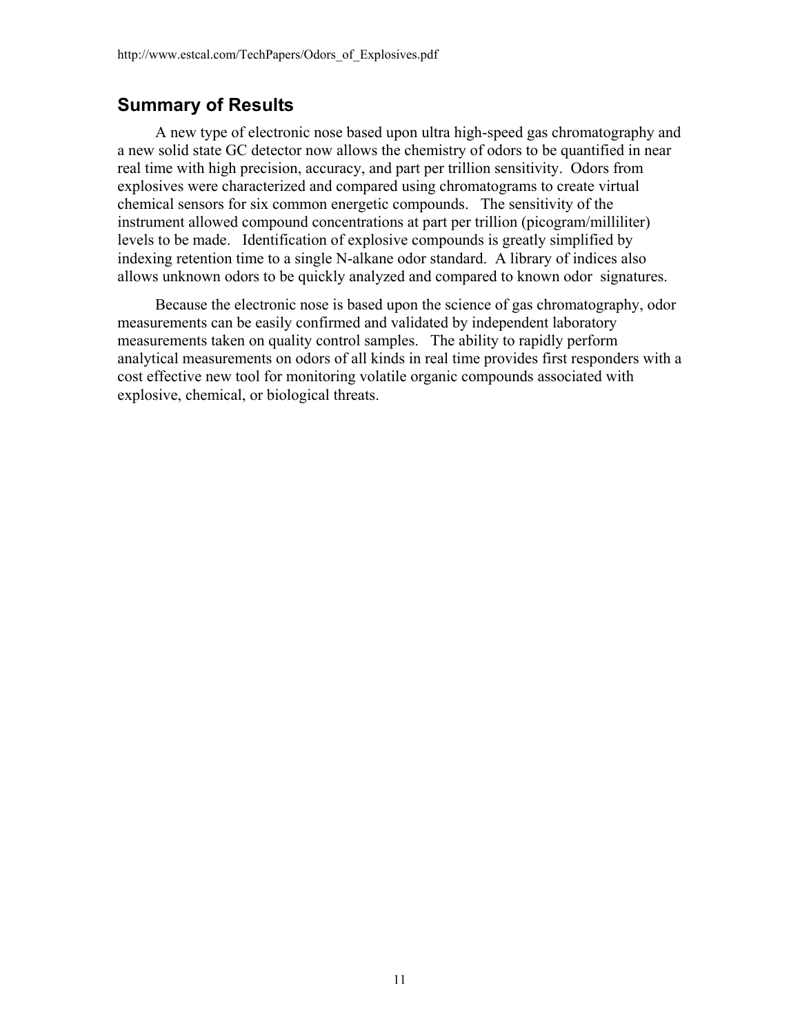## Summary of Results

A new type of electronic nose based upon ultra high-speed gas chromatography and a new solid state GC detector now allows the chemistry of odors to be quantified in near real time with high precision, accuracy, and part per trillion sensitivity. Odors from explosives were characterized and compared using chromatograms to create virtual chemical sensors for six common energetic compounds. The sensitivity of the instrument allowed compound concentrations at part per trillion (picogram/milliliter) levels to be made. Identification of explosive compounds is greatly simplified by indexing retention time to a single N-alkane odor standard. A library of indices also allows unknown odors to be quickly analyzed and compared to known odor signatures.

Because the electronic nose is based upon the science of gas chromatography, odor measurements can be easily confirmed and validated by independent laboratory measurements taken on quality control samples. The ability to rapidly perform analytical measurements on odors of all kinds in real time provides first responders with a cost effective new tool for monitoring volatile organic compounds associated with explosive, chemical, or biological threats.